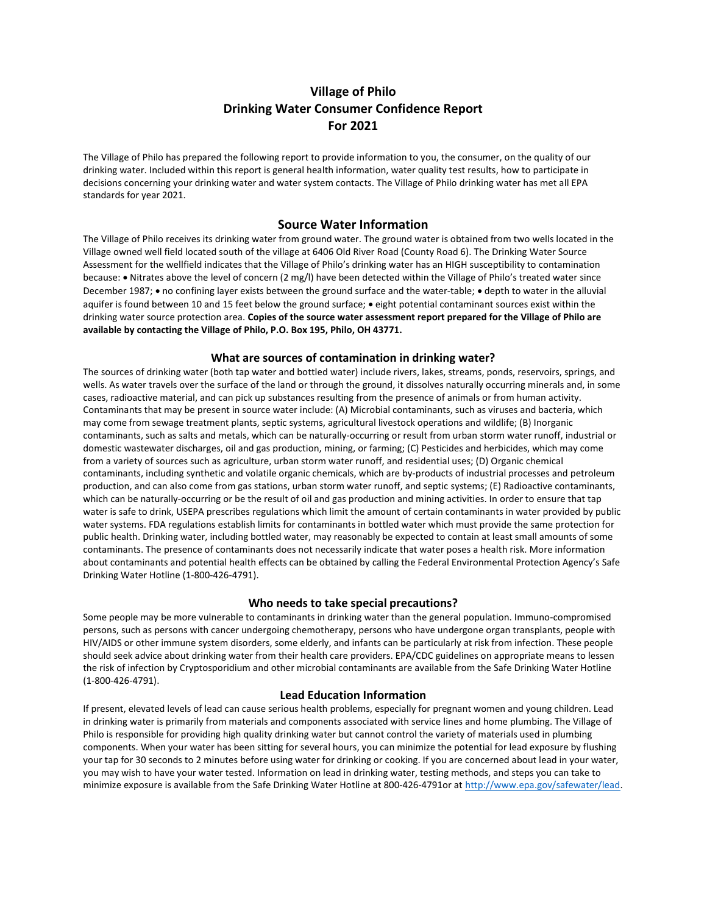# Village of Philo
# Drinking Water Consumer Confidence Report
# For 2021

The Village of Philo has prepared the following report to provide information to you, the consumer, on the quality of our drinking water. Included within this report is general health information, water quality test results, how to participate in decisions concerning your drinking water and water system contacts. The Village of Philo drinking water has met all EPA standards for year 2021.

## Source Water Information

The Village of Philo receives its drinking water from ground water. The ground water is obtained from two wells located in the Village owned well field located south of the village at 6406 Old River Road (County Road 6). The Drinking Water Source Assessment for the wellfield indicates that the Village of Philo's drinking water has an HIGH susceptibility to contamination because: • Nitrates above the level of concern (2 mg/l) have been detected within the Village of Philo's treated water since December 1987; • no confining layer exists between the ground surface and the water-table; • depth to water in the alluvial aquifer is found between 10 and 15 feet below the ground surface; • eight potential contaminant sources exist within the drinking water source protection area. **Copies of the source water assessment report prepared for the Village of Philo are available by contacting the Village of Philo, P.O. Box 195, Philo, OH 43771.**

### What are sources of contamination in drinking water?

The sources of drinking water (both tap water and bottled water) include rivers, lakes, streams, ponds, reservoirs, springs, and wells. As water travels over the surface of the land or through the ground, it dissolves naturally occurring minerals and, in some cases, radioactive material, and can pick up substances resulting from the presence of animals or from human activity. Contaminants that may be present in source water include: (A) Microbial contaminants, such as viruses and bacteria, which may come from sewage treatment plants, septic systems, agricultural livestock operations and wildlife; (B) Inorganic contaminants, such as salts and metals, which can be naturally-occurring or result from urban storm water runoff, industrial or domestic wastewater discharges, oil and gas production, mining, or farming; (C) Pesticides and herbicides, which may come from a variety of sources such as agriculture, urban storm water runoff, and residential uses; (D) Organic chemical contaminants, including synthetic and volatile organic chemicals, which are by-products of industrial processes and petroleum production, and can also come from gas stations, urban storm water runoff, and septic systems; (E) Radioactive contaminants, which can be naturally-occurring or be the result of oil and gas production and mining activities. In order to ensure that tap water is safe to drink, USEPA prescribes regulations which limit the amount of certain contaminants in water provided by public water systems. FDA regulations establish limits for contaminants in bottled water which must provide the same protection for public health. Drinking water, including bottled water, may reasonably be expected to contain at least small amounts of some contaminants. The presence of contaminants does not necessarily indicate that water poses a health risk. More information about contaminants and potential health effects can be obtained by calling the Federal Environmental Protection Agency's Safe Drinking Water Hotline (1-800-426-4791).

### Who needs to take special precautions?

Some people may be more vulnerable to contaminants in drinking water than the general population. Immuno-compromised persons, such as persons with cancer undergoing chemotherapy, persons who have undergone organ transplants, people with HIV/AIDS or other immune system disorders, some elderly, and infants can be particularly at risk from infection. These people should seek advice about drinking water from their health care providers. EPA/CDC guidelines on appropriate means to lessen the risk of infection by Cryptosporidium and other microbial contaminants are available from the Safe Drinking Water Hotline (1-800-426-4791).

### Lead Education Information

If present, elevated levels of lead can cause serious health problems, especially for pregnant women and young children. Lead in drinking water is primarily from materials and components associated with service lines and home plumbing. The Village of Philo is responsible for providing high quality drinking water but cannot control the variety of materials used in plumbing components. When your water has been sitting for several hours, you can minimize the potential for lead exposure by flushing your tap for 30 seconds to 2 minutes before using water for drinking or cooking. If you are concerned about lead in your water, you may wish to have your water tested. Information on lead in drinking water, testing methods, and steps you can take to minimize exposure is available from the Safe Drinking Water Hotline at 800-426-4791or at http://www.epa.gov/safewater/lead.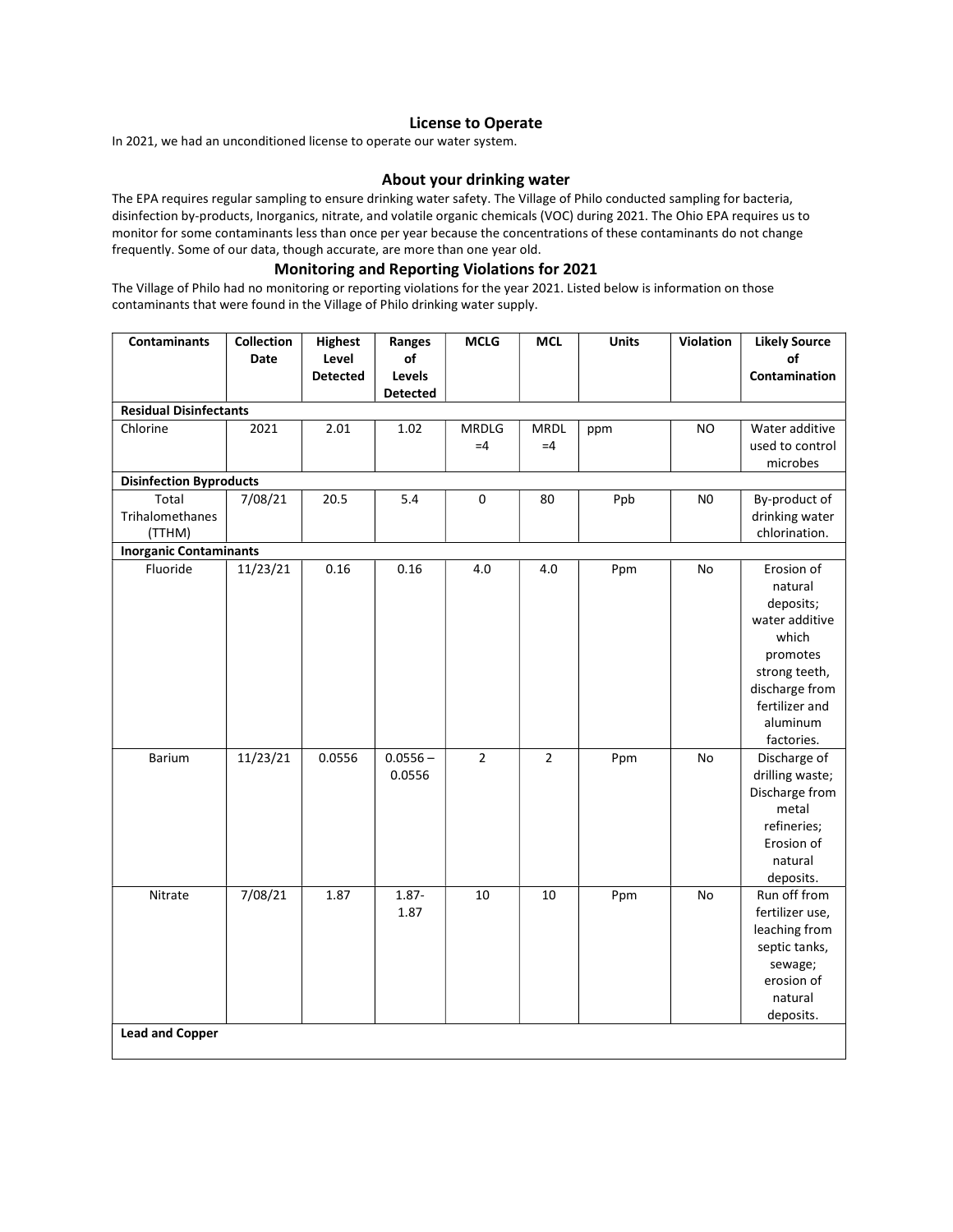## License to Operate

In 2021, we had an unconditioned license to operate our water system.

## About your drinking water

The EPA requires regular sampling to ensure drinking water safety. The Village of Philo conducted sampling for bacteria, disinfection by-products, Inorganics, nitrate, and volatile organic chemicals (VOC) during 2021. The Ohio EPA requires us to monitor for some contaminants less than once per year because the concentrations of these contaminants do not change frequently. Some of our data, though accurate, are more than one year old.

## Monitoring and Reporting Violations for 2021

The Village of Philo had no monitoring or reporting violations for the year 2021. Listed below is information on those contaminants that were found in the Village of Philo drinking water supply.

| Contaminants | Collection Date | Highest Level Detected | Ranges of Levels Detected | MCLG | MCL | Units | Violation | Likely Source of Contamination |
|---|---|---|---|---|---|---|---|---|
| **Residual Disinfectants** | | | | | | | | |
| Chlorine | 2021 | 2.01 | 1.02 | MRDLG =4 | MRDL =4 | ppm | NO | Water additive used to control microbes |
| **Disinfection Byproducts** | | | | | | | | |
| Total Trihalomethanes (TTHM) | 7/08/21 | 20.5 | 5.4 | 0 | 80 | Ppb | N0 | By-product of drinking water chlorination. |
| **Inorganic Contaminants** | | | | | | | | |
| Fluoride | 11/23/21 | 0.16 | 0.16 | 4.0 | 4.0 | Ppm | No | Erosion of natural deposits; water additive which promotes strong teeth, discharge from fertilizer and aluminum factories. |
| Barium | 11/23/21 | 0.0556 | 0.0556 – 0.0556 | 2 | 2 | Ppm | No | Discharge of drilling waste; Discharge from metal refineries; Erosion of natural deposits. |
| Nitrate | 7/08/21 | 1.87 | 1.87- 1.87 | 10 | 10 | Ppm | No | Run off from fertilizer use, leaching from septic tanks, sewage; erosion of natural deposits. |
| **Lead and Copper** | | | | | | | | |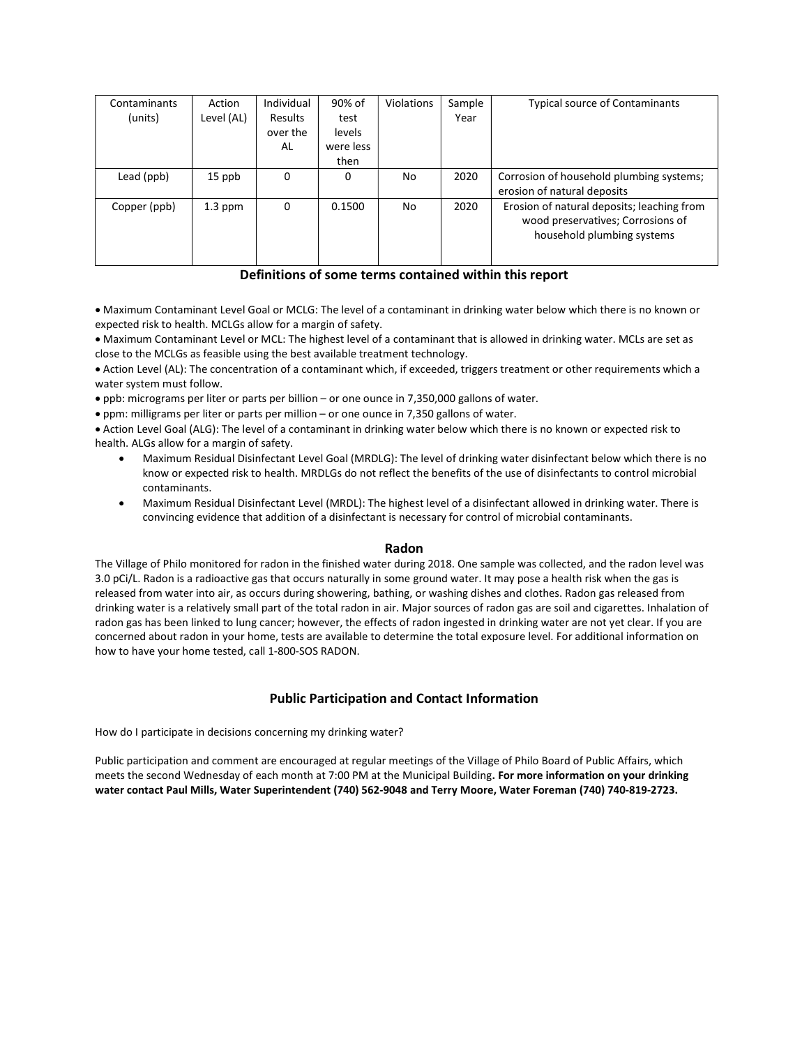| Contaminants (units) | Action Level (AL) | Individual Results over the AL | 90% of test levels were less then | Violations | Sample Year | Typical source of Contaminants |
|---|---|---|---|---|---|---|
| Lead (ppb) | 15 ppb | 0 | 0 | No | 2020 | Corrosion of household plumbing systems; erosion of natural deposits |
| Copper (ppb) | 1.3 ppm | 0 | 0.1500 | No | 2020 | Erosion of natural deposits; leaching from wood preservatives; Corrosions of household plumbing systems |

### Definitions of some terms contained within this report

- Maximum Contaminant Level Goal or MCLG: The level of a contaminant in drinking water below which there is no known or expected risk to health. MCLGs allow for a margin of safety.
- Maximum Contaminant Level or MCL: The highest level of a contaminant that is allowed in drinking water. MCLs are set as close to the MCLGs as feasible using the best available treatment technology.
- Action Level (AL): The concentration of a contaminant which, if exceeded, triggers treatment or other requirements which a water system must follow.
- ppb: micrograms per liter or parts per billion – or one ounce in 7,350,000 gallons of water.
- ppm: milligrams per liter or parts per million – or one ounce in 7,350 gallons of water.
- Action Level Goal (ALG): The level of a contaminant in drinking water below which there is no known or expected risk to health. ALGs allow for a margin of safety.
  - Maximum Residual Disinfectant Level Goal (MRDLG): The level of drinking water disinfectant below which there is no know or expected risk to health. MRDLGs do not reflect the benefits of the use of disinfectants to control microbial contaminants.
  - Maximum Residual Disinfectant Level (MRDL): The highest level of a disinfectant allowed in drinking water. There is convincing evidence that addition of a disinfectant is necessary for control of microbial contaminants.

### Radon

The Village of Philo monitored for radon in the finished water during 2018. One sample was collected, and the radon level was 3.0 pCi/L. Radon is a radioactive gas that occurs naturally in some ground water. It may pose a health risk when the gas is released from water into air, as occurs during showering, bathing, or washing dishes and clothes. Radon gas released from drinking water is a relatively small part of the total radon in air. Major sources of radon gas are soil and cigarettes. Inhalation of radon gas has been linked to lung cancer; however, the effects of radon ingested in drinking water are not yet clear. If you are concerned about radon in your home, tests are available to determine the total exposure level. For additional information on how to have your home tested, call 1-800-SOS RADON.

### Public Participation and Contact Information

How do I participate in decisions concerning my drinking water?

Public participation and comment are encouraged at regular meetings of the Village of Philo Board of Public Affairs, which meets the second Wednesday of each month at 7:00 PM at the Municipal Building**. For more information on your drinking water contact Paul Mills, Water Superintendent (740) 562-9048 and Terry Moore, Water Foreman (740) 740-819-2723.**